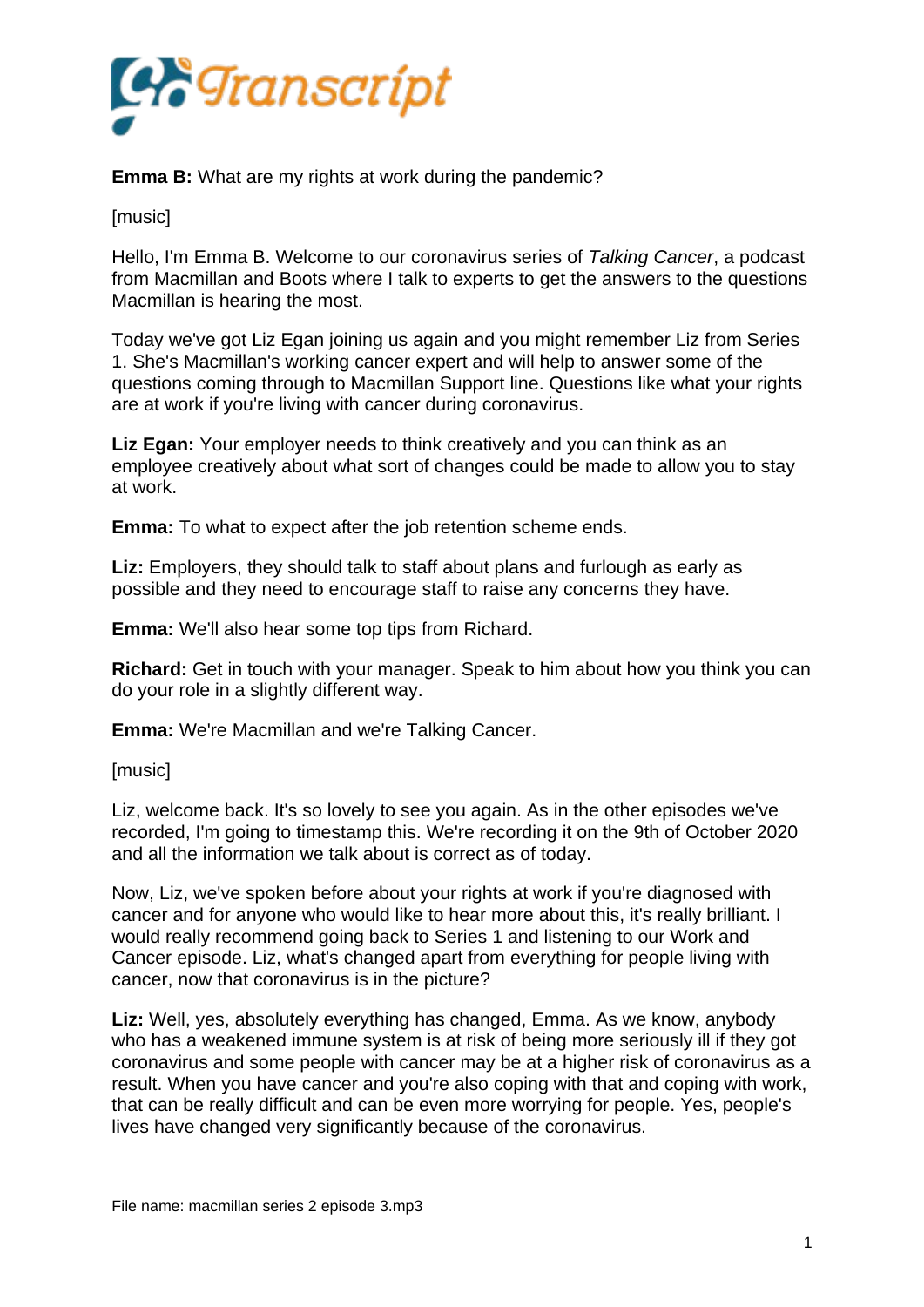**Emma B:** What are my rights at work during the pandemic?

[music]

Hello, I'm Emma B. Welcome to our coronavirus series of *Talking Cancer*, a podcast from Macmillan and Boots where I talk to experts to get the answers to the questions Macmillan is hearing the most.

Today we've got Liz Egan joining us again and you might remember Liz from Series 1. She's Macmillan's working cancer expert and will help to answer some of the questions coming through to Macmillan Support line. Questions like what your rights are at work if you're living with cancer during coronavirus.

**Liz Egan:** Your employer needs to think creatively and you can think as an employee creatively about what sort of changes could be made to allow you to stay at work.

**Emma:** To what to expect after the job retention scheme ends.

**Liz:** Employers, they should talk to staff about plans and furlough as early as possible and they need to encourage staff to raise any concerns they have.

**Emma:** We'll also hear some top tips from Richard.

**Richard:** Get in touch with your manager. Speak to him about how you think you can do your role in a slightly different way.

**Emma:** We're Macmillan and we're Talking Cancer.

[music]

Liz, welcome back. It's so lovely to see you again. As in the other episodes we've recorded, I'm going to timestamp this. We're recording it on the 9th of October 2020 and all the information we talk about is correct as of today.

Now, Liz, we've spoken before about your rights at work if you're diagnosed with cancer and for anyone who would like to hear more about this, it's really brilliant. I would really recommend going back to Series 1 and listening to our Work and Cancer episode. Liz, what's changed apart from everything for people living with cancer, now that coronavirus is in the picture?

**Liz:** Well, yes, absolutely everything has changed, Emma. As we know, anybody who has a weakened immune system is at risk of being more seriously ill if they got coronavirus and some people with cancer may be at a higher risk of coronavirus as a result. When you have cancer and you're also coping with that and coping with work, that can be really difficult and can be even more worrying for people. Yes, people's lives have changed very significantly because of the coronavirus.

File name: macmillan series 2 episode 3.mp3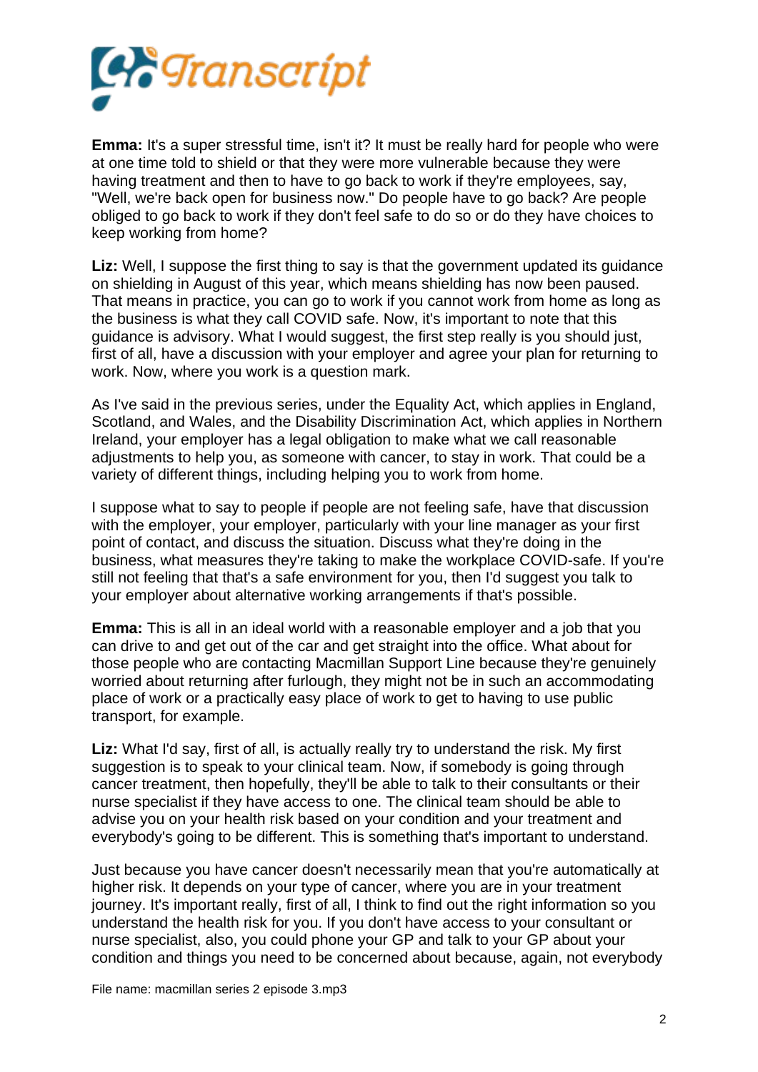**Emma:** It's a super stressful time, isn't it? It must be really hard for people who were at one time told to shield or that they were more vulnerable because they were having treatment and then to have to go back to work if they're employees, say, "Well, we're back open for business now." Do people have to go back? Are people obliged to go back to work if they don't feel safe to do so or do they have choices to keep working from home?

**Liz:** Well, I suppose the first thing to say is that the government updated its guidance on shielding in August of this year, which means shielding has now been paused. That means in practice, you can go to work if you cannot work from home as long as the business is what they call COVID safe. Now, it's important to note that this guidance is advisory. What I would suggest, the first step really is you should just, first of all, have a discussion with your employer and agree your plan for returning to work. Now, where you work is a question mark.

As I've said in the previous series, under the Equality Act, which applies in England, Scotland, and Wales, and the Disability Discrimination Act, which applies in Northern Ireland, your employer has a legal obligation to make what we call reasonable adjustments to help you, as someone with cancer, to stay in work. That could be a variety of different things, including helping you to work from home.

I suppose what to say to people if people are not feeling safe, have that discussion with the employer, your employer, particularly with your line manager as your first point of contact, and discuss the situation. Discuss what they're doing in the business, what measures they're taking to make the workplace COVID-safe. If you're still not feeling that that's a safe environment for you, then I'd suggest you talk to your employer about alternative working arrangements if that's possible.

**Emma:** This is all in an ideal world with a reasonable employer and a job that you can drive to and get out of the car and get straight into the office. What about for those people who are contacting Macmillan Support Line because they're genuinely worried about returning after furlough, they might not be in such an accommodating place of work or a practically easy place of work to get to having to use public transport, for example.

**Liz:** What I'd say, first of all, is actually really try to understand the risk. My first suggestion is to speak to your clinical team. Now, if somebody is going through cancer treatment, then hopefully, they'll be able to talk to their consultants or their nurse specialist if they have access to one. The clinical team should be able to advise you on your health risk based on your condition and your treatment and everybody's going to be different. This is something that's important to understand.

Just because you have cancer doesn't necessarily mean that you're automatically at higher risk. It depends on your type of cancer, where you are in your treatment journey. It's important really, first of all, I think to find out the right information so you understand the health risk for you. If you don't have access to your consultant or nurse specialist, also, you could phone your GP and talk to your GP about your condition and things you need to be concerned about because, again, not everybody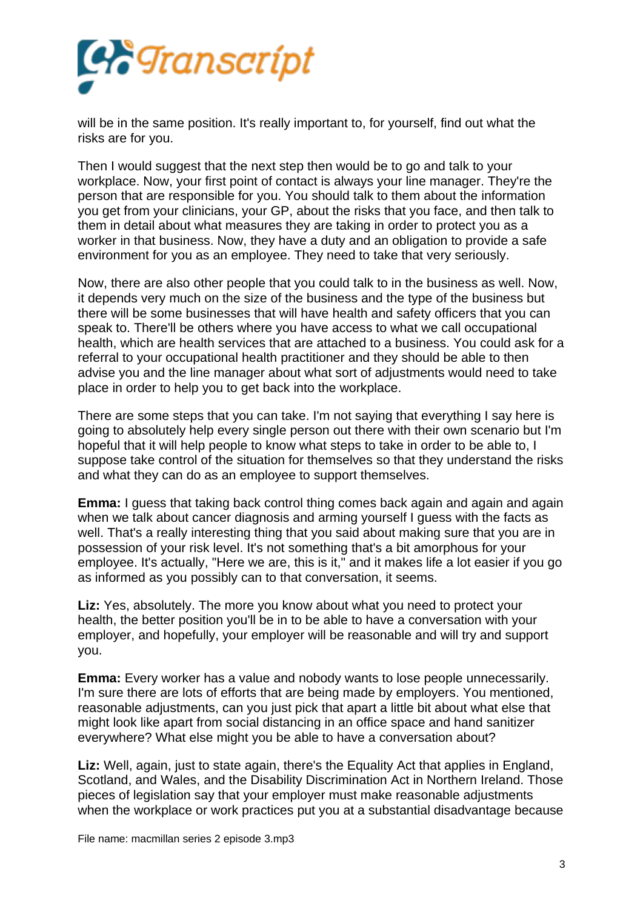will be in the same position. It's really important to, for yourself, find out what the risks are for you.

Then I would suggest that the next step then would be to go and talk to your workplace. Now, your first point of contact is always your line manager. They're the person that are responsible for you. You should talk to them about the information you get from your clinicians, your GP, about the risks that you face, and then talk to them in detail about what measures they are taking in order to protect you as a worker in that business. Now, they have a duty and an obligation to provide a safe environment for you as an employee. They need to take that very seriously.

Now, there are also other people that you could talk to in the business as well. Now, it depends very much on the size of the business and the type of the business but there will be some businesses that will have health and safety officers that you can speak to. There'll be others where you have access to what we call occupational health, which are health services that are attached to a business. You could ask for a referral to your occupational health practitioner and they should be able to then advise you and the line manager about what sort of adjustments would need to take place in order to help you to get back into the workplace.

There are some steps that you can take. I'm not saying that everything I say here is going to absolutely help every single person out there with their own scenario but I'm hopeful that it will help people to know what steps to take in order to be able to, I suppose take control of the situation for themselves so that they understand the risks and what they can do as an employee to support themselves.

**Emma:** I guess that taking back control thing comes back again and again and again when we talk about cancer diagnosis and arming yourself I guess with the facts as well. That's a really interesting thing that you said about making sure that you are in possession of your risk level. It's not something that's a bit amorphous for your employee. It's actually, "Here we are, this is it," and it makes life a lot easier if you go as informed as you possibly can to that conversation, it seems.

**Liz:** Yes, absolutely. The more you know about what you need to protect your health, the better position you'll be in to be able to have a conversation with your employer, and hopefully, your employer will be reasonable and will try and support you.

**Emma:** Every worker has a value and nobody wants to lose people unnecessarily. I'm sure there are lots of efforts that are being made by employers. You mentioned, reasonable adjustments, can you just pick that apart a little bit about what else that might look like apart from social distancing in an office space and hand sanitizer everywhere? What else might you be able to have a conversation about?

**Liz:** Well, again, just to state again, there's the Equality Act that applies in England, Scotland, and Wales, and the Disability Discrimination Act in Northern Ireland. Those pieces of legislation say that your employer must make reasonable adjustments when the workplace or work practices put you at a substantial disadvantage because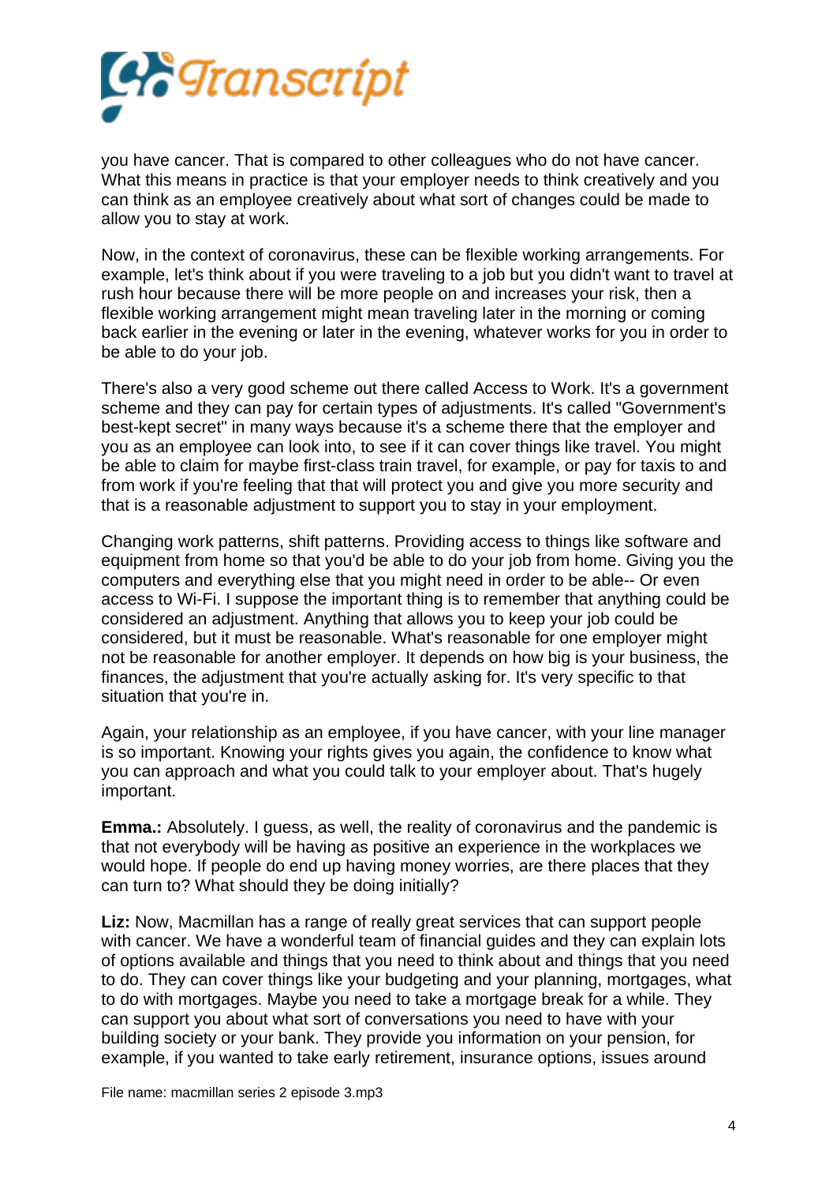you have cancer. That is compared to other colleagues who do not have cancer. What this means in practice is that your employer needs to think creatively and you can think as an employee creatively about what sort of changes could be made to allow you to stay at work.

Now, in the context of coronavirus, these can be flexible working arrangements. For example, let's think about if you were traveling to a job but you didn't want to travel at rush hour because there will be more people on and increases your risk, then a flexible working arrangement might mean traveling later in the morning or coming back earlier in the evening or later in the evening, whatever works for you in order to be able to do your job.

There's also a very good scheme out there called Access to Work. It's a government scheme and they can pay for certain types of adjustments. It's called "Government's best-kept secret" in many ways because it's a scheme there that the employer and you as an employee can look into, to see if it can cover things like travel. You might be able to claim for maybe first-class train travel, for example, or pay for taxis to and from work if you're feeling that that will protect you and give you more security and that is a reasonable adjustment to support you to stay in your employment.

Changing work patterns, shift patterns. Providing access to things like software and equipment from home so that you'd be able to do your job from home. Giving you the computers and everything else that you might need in order to be able-- Or even access to Wi-Fi. I suppose the important thing is to remember that anything could be considered an adjustment. Anything that allows you to keep your job could be considered, but it must be reasonable. What's reasonable for one employer might not be reasonable for another employer. It depends on how big is your business, the finances, the adjustment that you're actually asking for. It's very specific to that situation that you're in.

Again, your relationship as an employee, if you have cancer, with your line manager is so important. Knowing your rights gives you again, the confidence to know what you can approach and what you could talk to your employer about. That's hugely important.

**Emma.:** Absolutely. I guess, as well, the reality of coronavirus and the pandemic is that not everybody will be having as positive an experience in the workplaces we would hope. If people do end up having money worries, are there places that they can turn to? What should they be doing initially?

**Liz:** Now, Macmillan has a range of really great services that can support people with cancer. We have a wonderful team of financial guides and they can explain lots of options available and things that you need to think about and things that you need to do. They can cover things like your budgeting and your planning, mortgages, what to do with mortgages. Maybe you need to take a mortgage break for a while. They can support you about what sort of conversations you need to have with your building society or your bank. They provide you information on your pension, for example, if you wanted to take early retirement, insurance options, issues around

File name: macmillan series 2 episode 3.mp3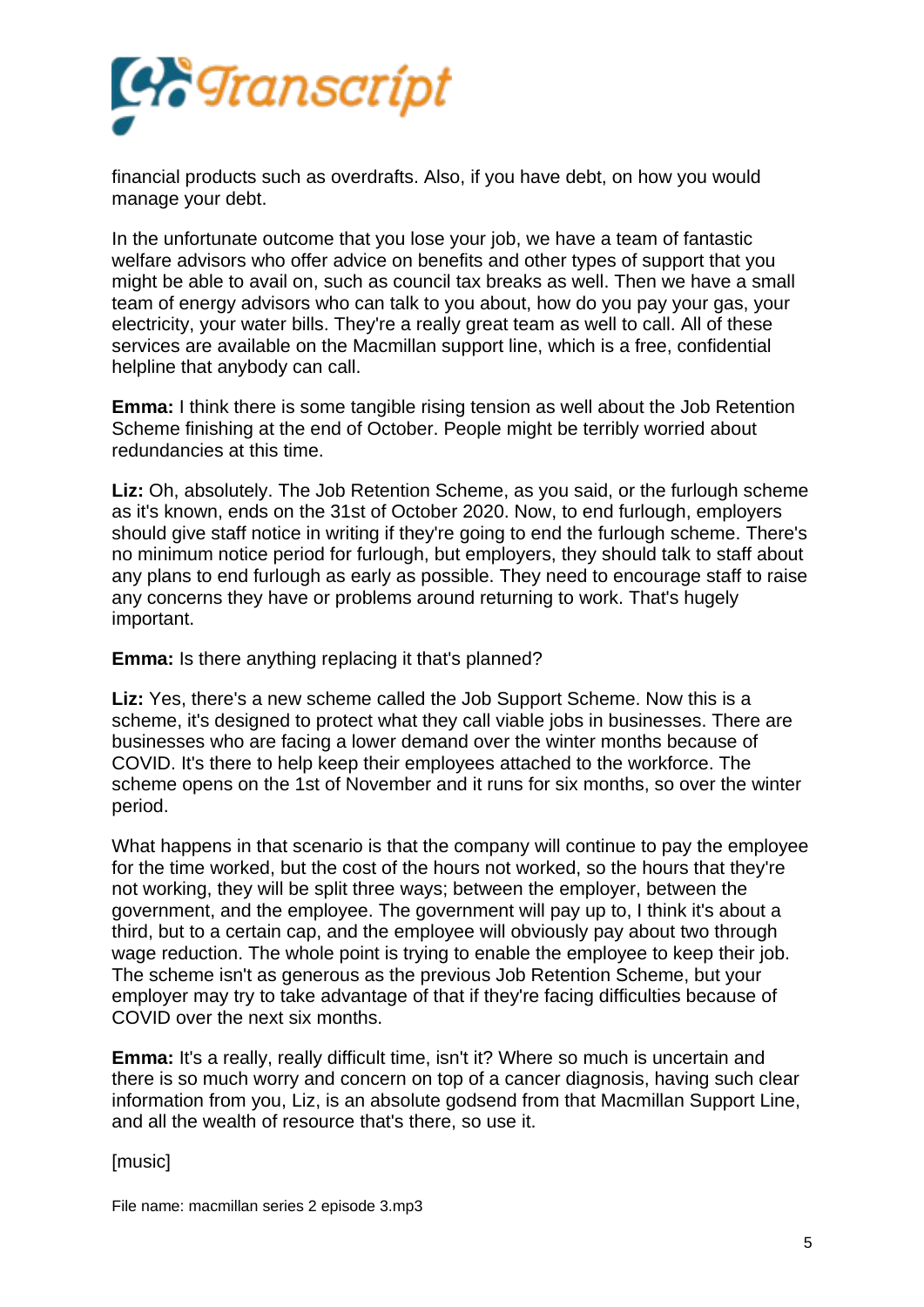financial products such as overdrafts. Also, if you have debt, on how you would manage your debt.

In the unfortunate outcome that you lose your job, we have a team of fantastic welfare advisors who offer advice on benefits and other types of support that you might be able to avail on, such as council tax breaks as well. Then we have a small team of energy advisors who can talk to you about, how do you pay your gas, your electricity, your water bills. They're a really great team as well to call. All of these services are available on the Macmillan support line, which is a free, confidential helpline that anybody can call.

**Emma:** I think there is some tangible rising tension as well about the Job Retention Scheme finishing at the end of October. People might be terribly worried about redundancies at this time.

**Liz:** Oh, absolutely. The Job Retention Scheme, as you said, or the furlough scheme as it's known, ends on the 31st of October 2020. Now, to end furlough, employers should give staff notice in writing if they're going to end the furlough scheme. There's no minimum notice period for furlough, but employers, they should talk to staff about any plans to end furlough as early as possible. They need to encourage staff to raise any concerns they have or problems around returning to work. That's hugely important.

**Emma:** Is there anything replacing it that's planned?

**Liz:** Yes, there's a new scheme called the Job Support Scheme. Now this is a scheme, it's designed to protect what they call viable jobs in businesses. There are businesses who are facing a lower demand over the winter months because of COVID. It's there to help keep their employees attached to the workforce. The scheme opens on the 1st of November and it runs for six months, so over the winter period.

What happens in that scenario is that the company will continue to pay the employee for the time worked, but the cost of the hours not worked, so the hours that they're not working, they will be split three ways; between the employer, between the government, and the employee. The government will pay up to, I think it's about a third, but to a certain cap, and the employee will obviously pay about two through wage reduction. The whole point is trying to enable the employee to keep their job. The scheme isn't as generous as the previous Job Retention Scheme, but your employer may try to take advantage of that if they're facing difficulties because of COVID over the next six months.

**Emma:** It's a really, really difficult time, isn't it? Where so much is uncertain and there is so much worry and concern on top of a cancer diagnosis, having such clear information from you, Liz, is an absolute godsend from that Macmillan Support Line, and all the wealth of resource that's there, so use it.

[music]

File name: macmillan series 2 episode 3.mp3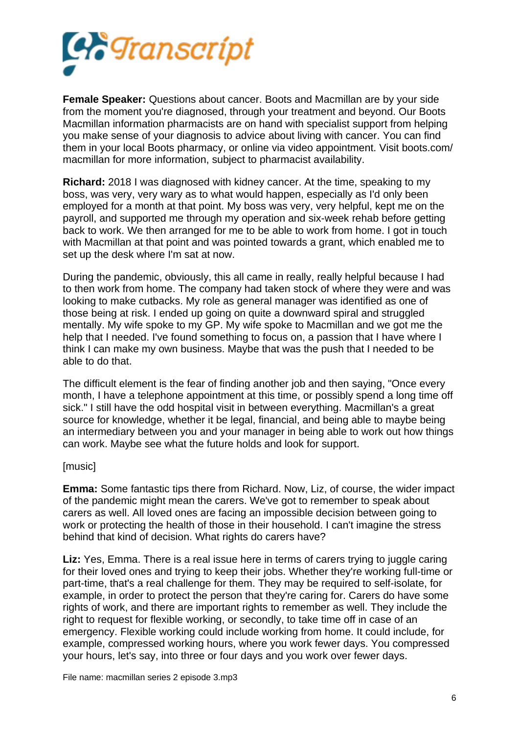**Female Speaker:** Questions about cancer. Boots and Macmillan are by your side from the moment you're diagnosed, through your treatment and beyond. Our Boots Macmillan information pharmacists are on hand with specialist support from helping you make sense of your diagnosis to advice about living with cancer. You can find them in your local Boots pharmacy, or online via video appointment. Visit boots.com/macmillan for more information, subject to pharmacist availability.

**Richard:** 2018 I was diagnosed with kidney cancer. At the time, speaking to my boss, was very, very wary as to what would happen, especially as I'd only been employed for a month at that point. My boss was very, very helpful, kept me on the payroll, and supported me through my operation and six-week rehab before getting back to work. We then arranged for me to be able to work from home. I got in touch with Macmillan at that point and was pointed towards a grant, which enabled me to set up the desk where I'm sat at now.

During the pandemic, obviously, this all came in really, really helpful because I had to then work from home. The company had taken stock of where they were and was looking to make cutbacks. My role as general manager was identified as one of those being at risk. I ended up going on quite a downward spiral and struggled mentally. My wife spoke to my GP. My wife spoke to Macmillan and we got me the help that I needed. I've found something to focus on, a passion that I have where I think I can make my own business. Maybe that was the push that I needed to be able to do that.

The difficult element is the fear of finding another job and then saying, "Once every month, I have a telephone appointment at this time, or possibly spend a long time off sick." I still have the odd hospital visit in between everything. Macmillan's a great source for knowledge, whether it be legal, financial, and being able to maybe being an intermediary between you and your manager in being able to work out how things can work. Maybe see what the future holds and look for support.

[music]

**Emma:** Some fantastic tips there from Richard. Now, Liz, of course, the wider impact of the pandemic might mean the carers. We've got to remember to speak about carers as well. All loved ones are facing an impossible decision between going to work or protecting the health of those in their household. I can't imagine the stress behind that kind of decision. What rights do carers have?

**Liz:** Yes, Emma. There is a real issue here in terms of carers trying to juggle caring for their loved ones and trying to keep their jobs. Whether they're working full-time or part-time, that's a real challenge for them. They may be required to self-isolate, for example, in order to protect the person that they're caring for. Carers do have some rights of work, and there are important rights to remember as well. They include the right to request for flexible working, or secondly, to take time off in case of an emergency. Flexible working could include working from home. It could include, for example, compressed working hours, where you work fewer days. You compressed your hours, let's say, into three or four days and you work over fewer days.

File name: macmillan series 2 episode 3.mp3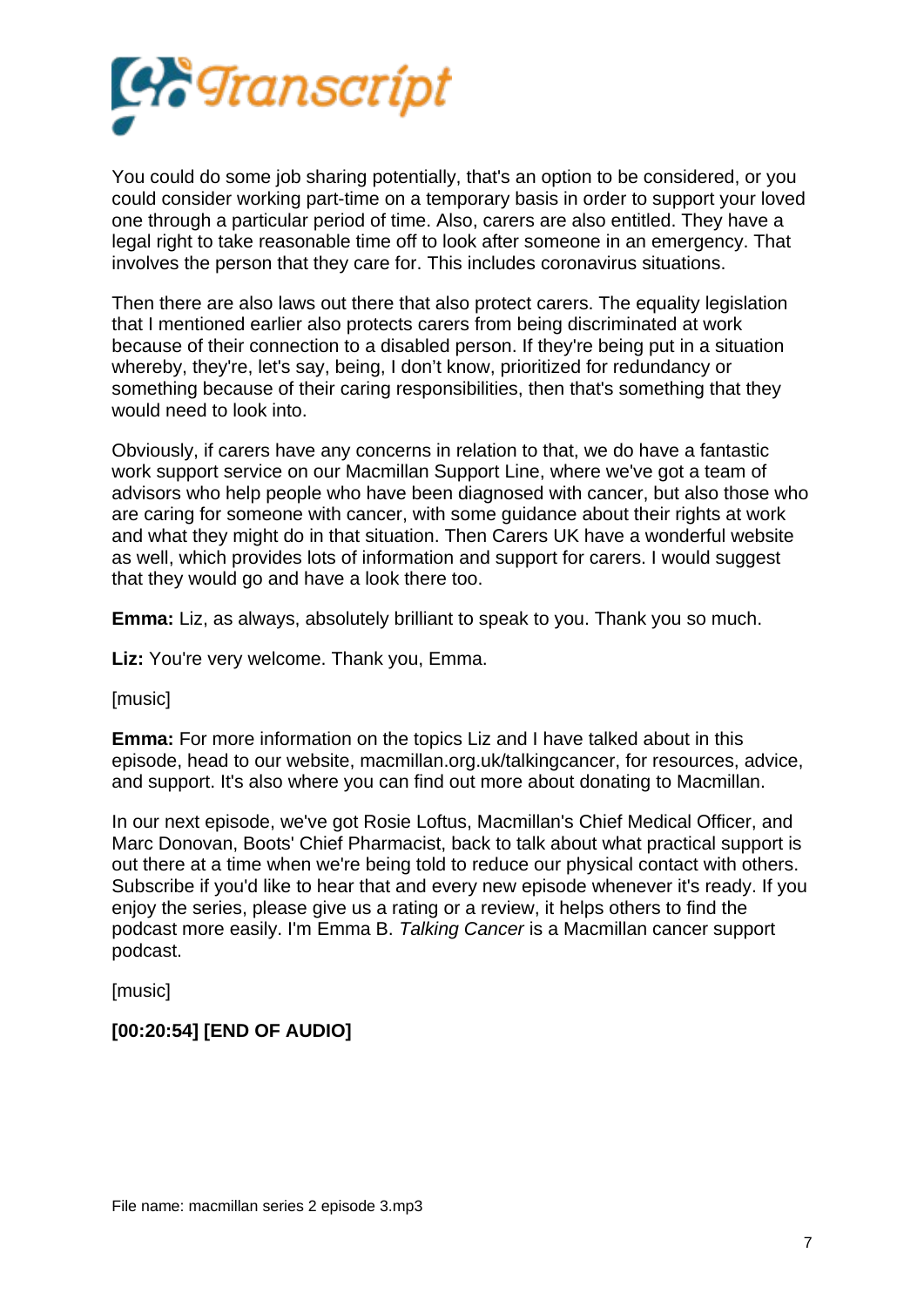You could do some job sharing potentially, that's an option to be considered, or you could consider working part-time on a temporary basis in order to support your loved one through a particular period of time. Also, carers are also entitled. They have a legal right to take reasonable time off to look after someone in an emergency. That involves the person that they care for. This includes coronavirus situations.

Then there are also laws out there that also protect carers. The equality legislation that I mentioned earlier also protects carers from being discriminated at work because of their connection to a disabled person. If they're being put in a situation whereby, they're, let's say, being, I don't know, prioritized for redundancy or something because of their caring responsibilities, then that's something that they would need to look into.

Obviously, if carers have any concerns in relation to that, we do have a fantastic work support service on our Macmillan Support Line, where we've got a team of advisors who help people who have been diagnosed with cancer, but also those who are caring for someone with cancer, with some guidance about their rights at work and what they might do in that situation. Then Carers UK have a wonderful website as well, which provides lots of information and support for carers. I would suggest that they would go and have a look there too.

**Emma:** Liz, as always, absolutely brilliant to speak to you. Thank you so much.

**Liz:** You're very welcome. Thank you, Emma.

[music]

**Emma:** For more information on the topics Liz and I have talked about in this episode, head to our website, macmillan.org.uk/talkingcancer, for resources, advice, and support. It's also where you can find out more about donating to Macmillan.

In our next episode, we've got Rosie Loftus, Macmillan's Chief Medical Officer, and Marc Donovan, Boots' Chief Pharmacist, back to talk about what practical support is out there at a time when we're being told to reduce our physical contact with others. Subscribe if you'd like to hear that and every new episode whenever it's ready. If you enjoy the series, please give us a rating or a review, it helps others to find the podcast more easily. I'm Emma B. *Talking Cancer* is a Macmillan cancer support podcast.

[music]

**[00:20:54] [END OF AUDIO]**

File name: macmillan series 2 episode 3.mp3